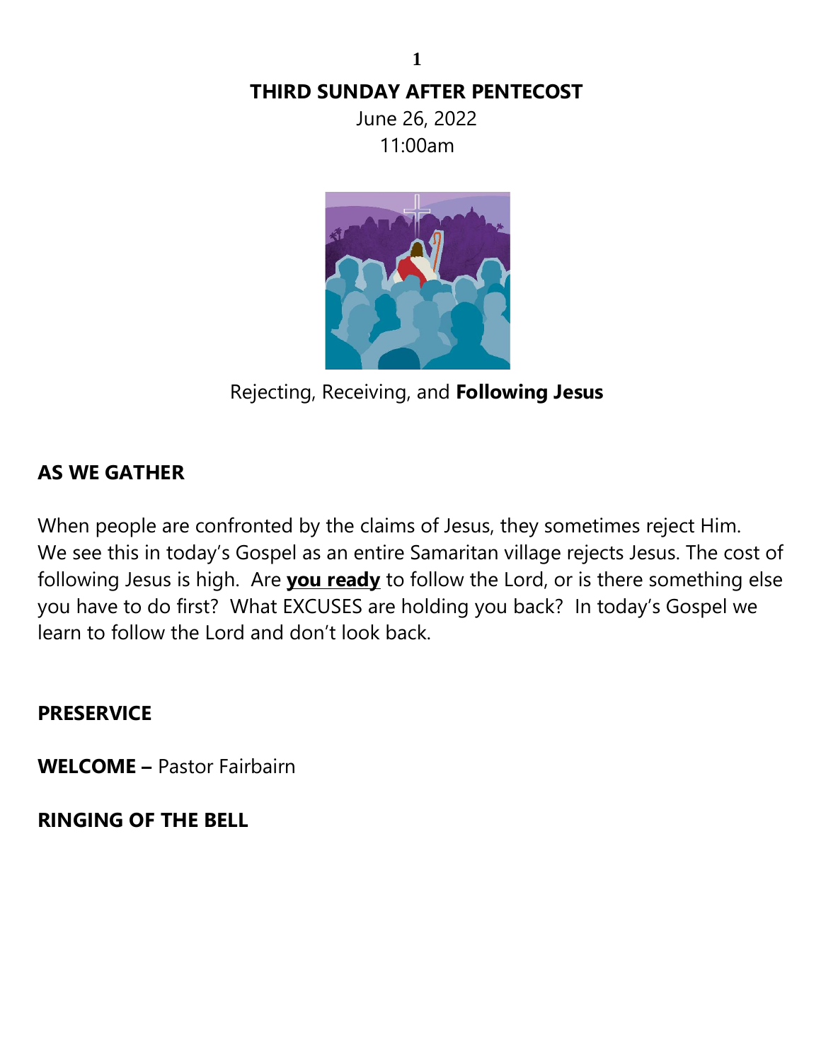# THIRD SUNDAY AFTER PENTECOST

June 26, 2022

11:00am

Rejecting, Receiving, and **Following Jesus**

## AS WE GATHER

When people are confronted by the claims of Jesus, they sometimes reject Him. We see this in today's Gospel as an entire Samaritan village rejects Jesus. The cost of following Jesus is high. Are **you ready** to follow the Lord, or is there something else you have to do first? What EXCUSES are holding you back? In today's Gospel we learn to follow the Lord and don't look back.

## PRESERVICE

**WELCOME –** Pastor Fairbairn

## RINGING OF THE BELL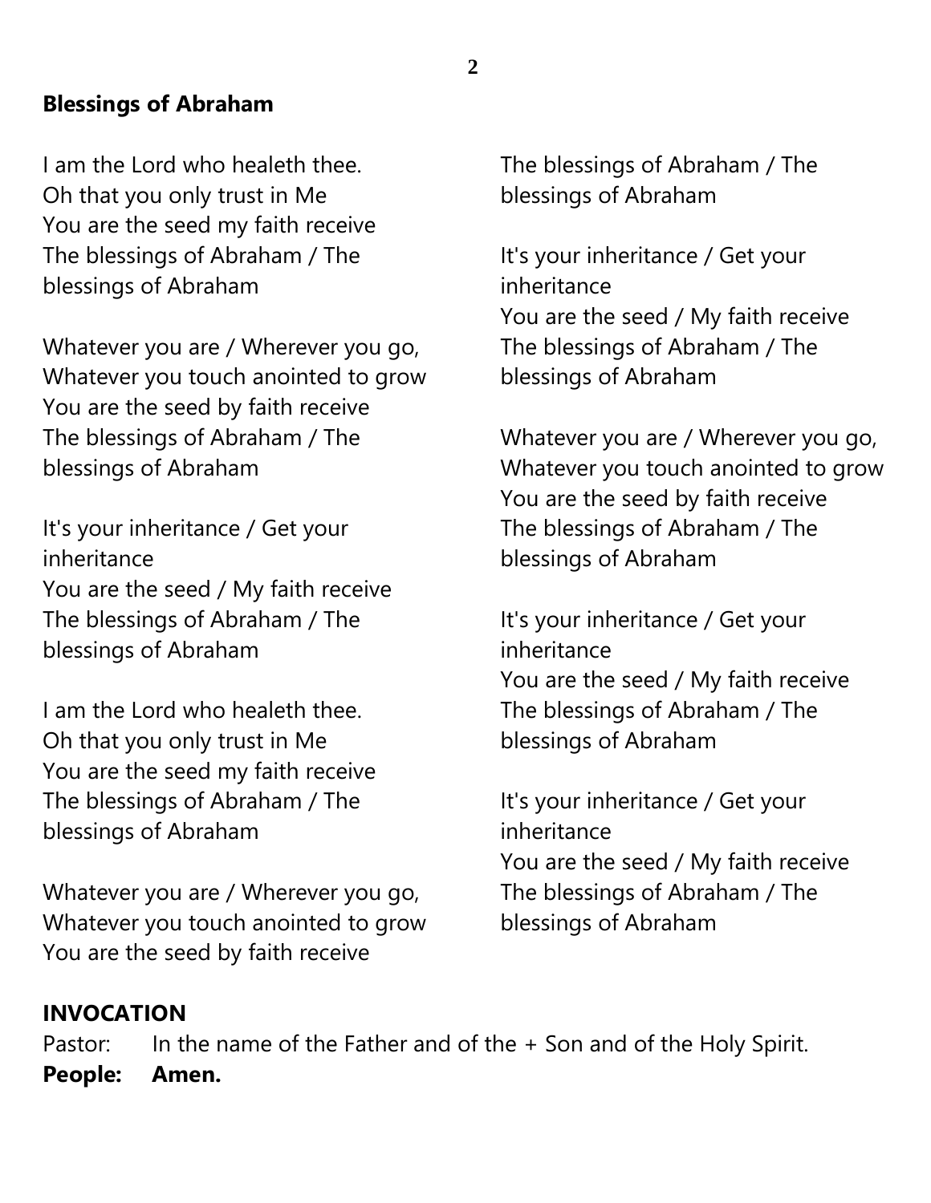**Blessings of Abraham**

I am the Lord who healeth thee.
Oh that you only trust in Me
You are the seed my faith receive
The blessings of Abraham / The blessings of Abraham

Whatever you are / Wherever you go,
Whatever you touch anointed to grow
You are the seed by faith receive
The blessings of Abraham / The blessings of Abraham

It's your inheritance / Get your inheritance
You are the seed / My faith receive
The blessings of Abraham / The blessings of Abraham

I am the Lord who healeth thee.
Oh that you only trust in Me
You are the seed my faith receive
The blessings of Abraham / The blessings of Abraham

Whatever you are / Wherever you go,
Whatever you touch anointed to grow
You are the seed by faith receive
The blessings of Abraham / The blessings of Abraham

It's your inheritance / Get your inheritance
You are the seed / My faith receive
The blessings of Abraham / The blessings of Abraham

Whatever you are / Wherever you go,
Whatever you touch anointed to grow
You are the seed by faith receive
The blessings of Abraham / The blessings of Abraham

It's your inheritance / Get your inheritance
You are the seed / My faith receive
The blessings of Abraham / The blessings of Abraham

It's your inheritance / Get your inheritance
You are the seed / My faith receive
The blessings of Abraham / The blessings of Abraham

**INVOCATION**

Pastor: In the name of the Father and of the + Son and of the Holy Spirit.
**People: Amen.**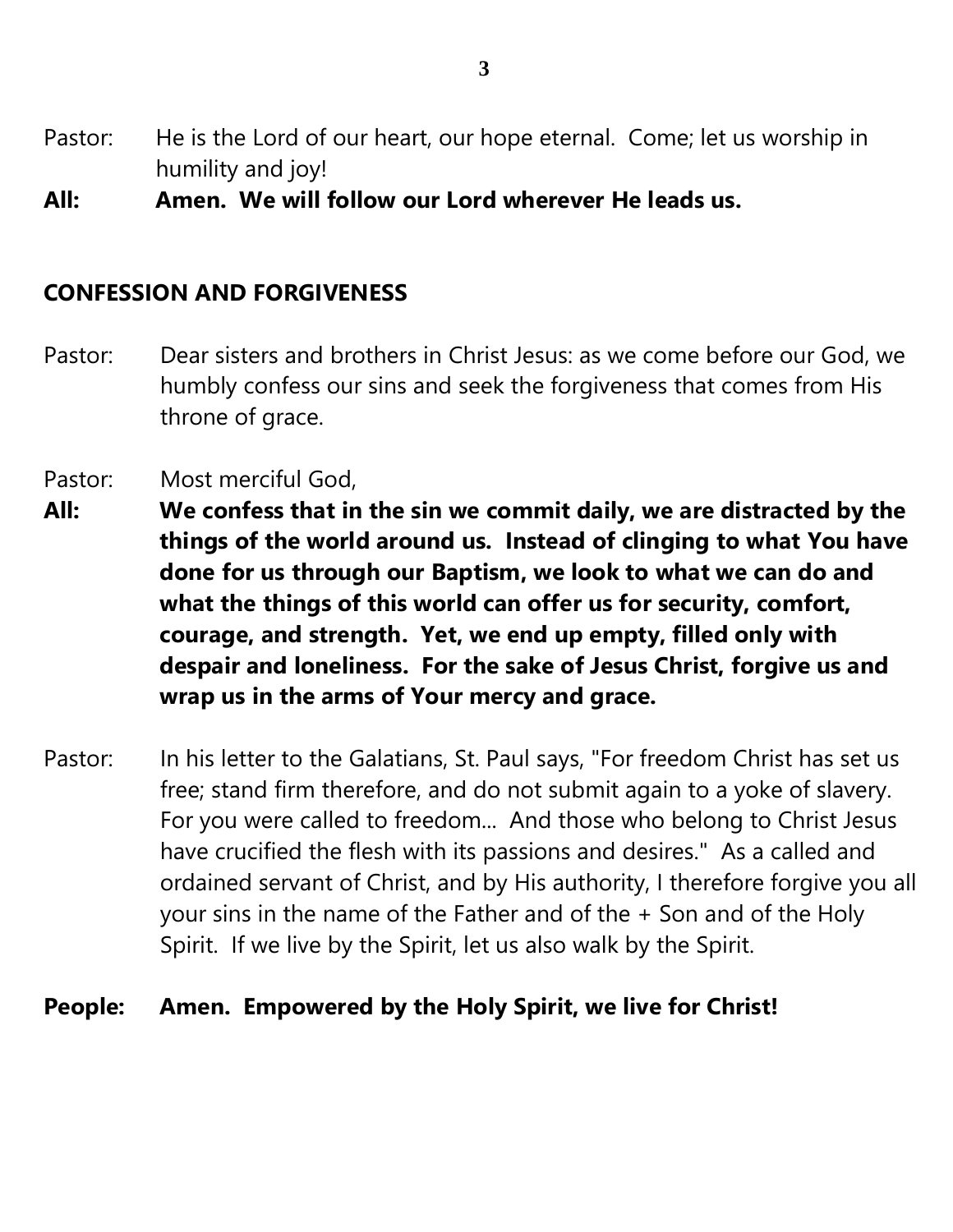Pastor: He is the Lord of our heart, our hope eternal. Come; let us worship in humility and joy!

**All: Amen. We will follow our Lord wherever He leads us.**

## CONFESSION AND FORGIVENESS

Pastor: Dear sisters and brothers in Christ Jesus: as we come before our God, we humbly confess our sins and seek the forgiveness that comes from His throne of grace.

Pastor: Most merciful God,

**All: We confess that in the sin we commit daily, we are distracted by the things of the world around us. Instead of clinging to what You have done for us through our Baptism, we look to what we can do and what the things of this world can offer us for security, comfort, courage, and strength. Yet, we end up empty, filled only with despair and loneliness. For the sake of Jesus Christ, forgive us and wrap us in the arms of Your mercy and grace.**

Pastor: In his letter to the Galatians, St. Paul says, "For freedom Christ has set us free; stand firm therefore, and do not submit again to a yoke of slavery. For you were called to freedom... And those who belong to Christ Jesus have crucified the flesh with its passions and desires." As a called and ordained servant of Christ, and by His authority, I therefore forgive you all your sins in the name of the Father and of the + Son and of the Holy Spirit. If we live by the Spirit, let us also walk by the Spirit.

**People: Amen. Empowered by the Holy Spirit, we live for Christ!**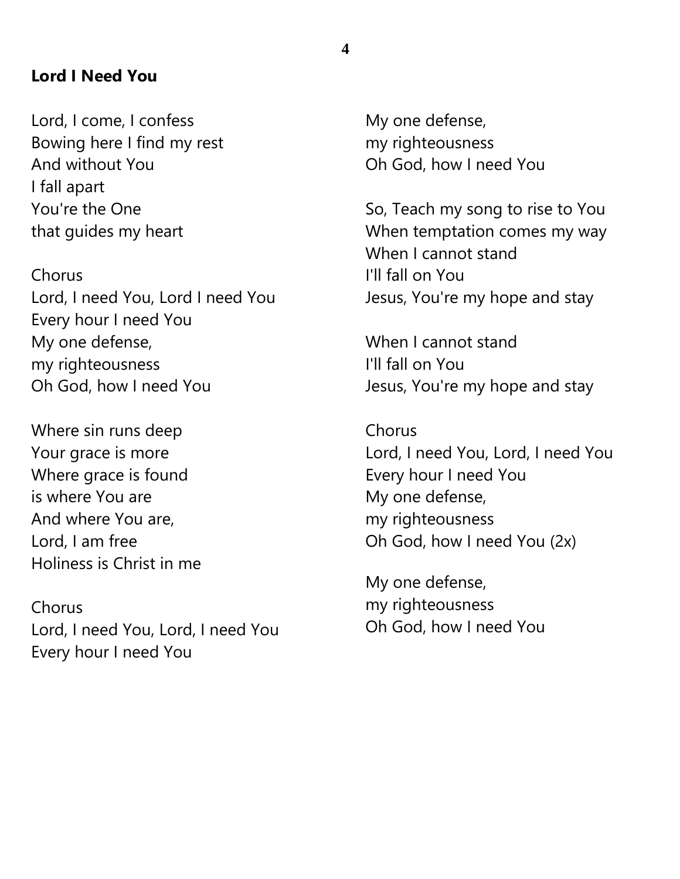## Lord I Need You

Lord, I come, I confess
Bowing here I find my rest
And without You
I fall apart
You're the One
that guides my heart

Chorus
Lord, I need You, Lord I need You
Every hour I need You
My one defense,
my righteousness
Oh God, how I need You

Where sin runs deep
Your grace is more
Where grace is found
is where You are
And where You are,
Lord, I am free
Holiness is Christ in me

Chorus
Lord, I need You, Lord, I need You
Every hour I need You
My one defense,
my righteousness
Oh God, how I need You

So, Teach my song to rise to You
When temptation comes my way
When I cannot stand
I'll fall on You
Jesus, You're my hope and stay

When I cannot stand
I'll fall on You
Jesus, You're my hope and stay

Chorus
Lord, I need You, Lord, I need You
Every hour I need You
My one defense,
my righteousness
Oh God, how I need You (2x)

My one defense,
my righteousness
Oh God, how I need You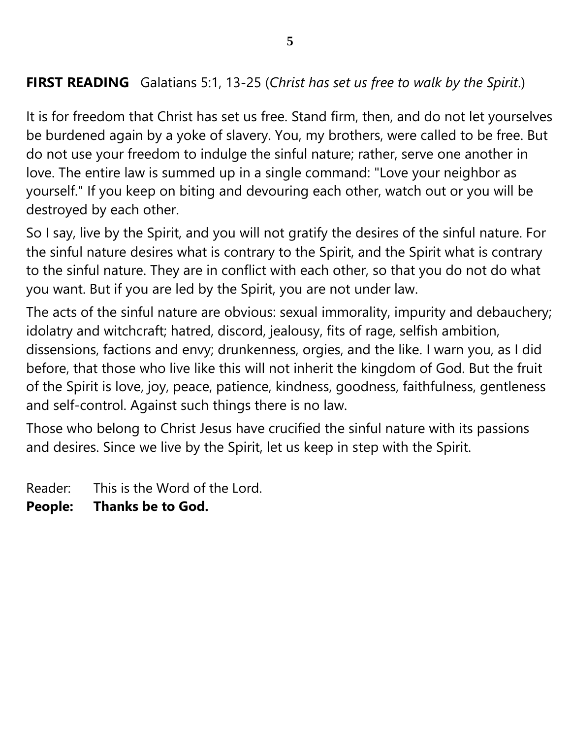**FIRST READING** Galatians 5:1, 13-25 (*Christ has set us free to walk by the Spirit.*)

It is for freedom that Christ has set us free. Stand firm, then, and do not let yourselves be burdened again by a yoke of slavery. You, my brothers, were called to be free. But do not use your freedom to indulge the sinful nature; rather, serve one another in love. The entire law is summed up in a single command: "Love your neighbor as yourself." If you keep on biting and devouring each other, watch out or you will be destroyed by each other.

So I say, live by the Spirit, and you will not gratify the desires of the sinful nature. For the sinful nature desires what is contrary to the Spirit, and the Spirit what is contrary to the sinful nature. They are in conflict with each other, so that you do not do what you want. But if you are led by the Spirit, you are not under law.

The acts of the sinful nature are obvious: sexual immorality, impurity and debauchery; idolatry and witchcraft; hatred, discord, jealousy, fits of rage, selfish ambition, dissensions, factions and envy; drunkenness, orgies, and the like. I warn you, as I did before, that those who live like this will not inherit the kingdom of God. But the fruit of the Spirit is love, joy, peace, patience, kindness, goodness, faithfulness, gentleness and self-control. Against such things there is no law.

Those who belong to Christ Jesus have crucified the sinful nature with its passions and desires. Since we live by the Spirit, let us keep in step with the Spirit.

Reader: This is the Word of the Lord.
**People: Thanks be to God.**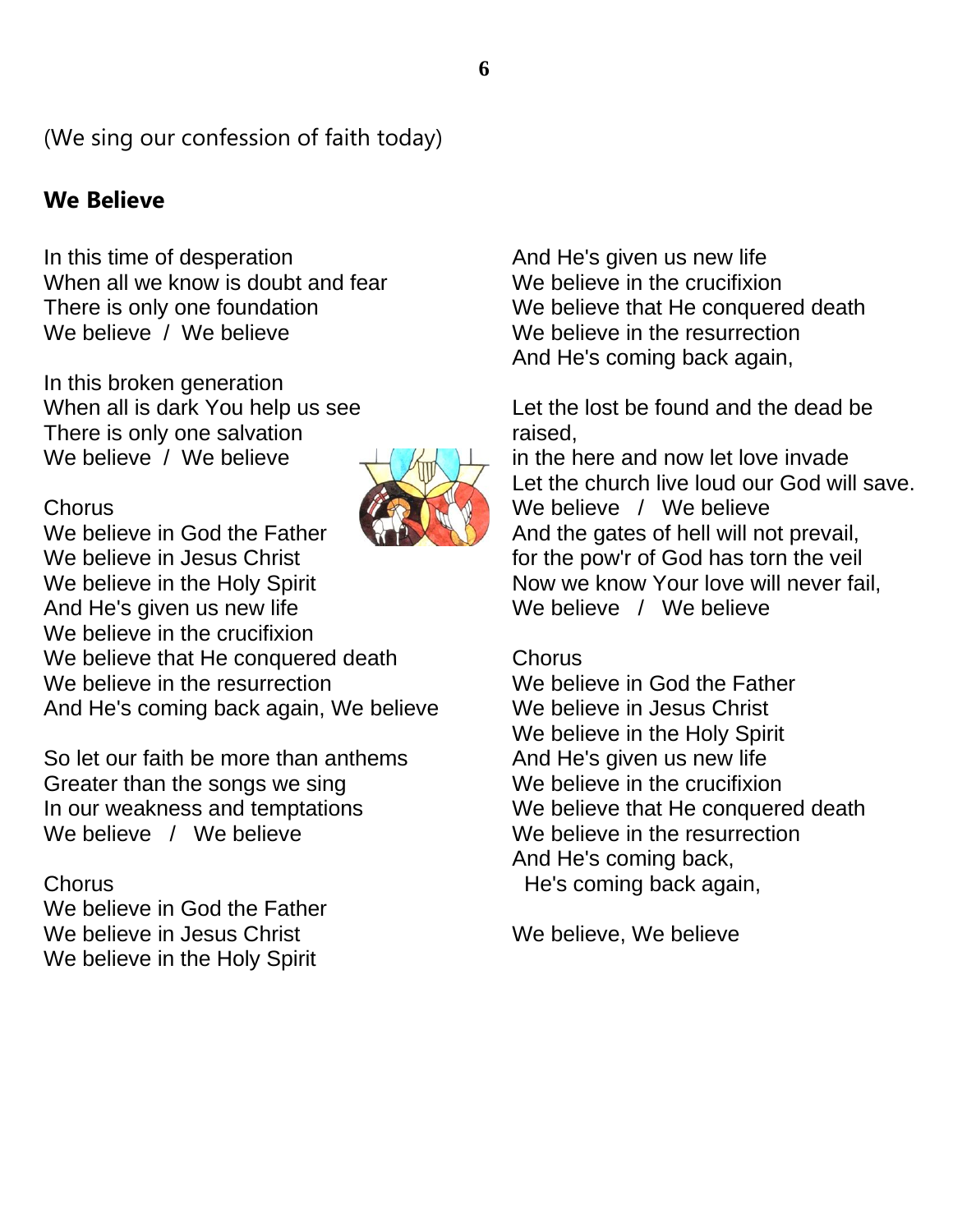(We sing our confession of faith today)

**We Believe**

In this time of desperation
When all we know is doubt and fear
There is only one foundation
We believe / We believe

In this broken generation
When all is dark You help us see
There is only one salvation
We believe / We believe

Chorus
We believe in God the Father
We believe in Jesus Christ
We believe in the Holy Spirit
And He's given us new life
We believe in the crucifixion
We believe that He conquered death
We believe in the resurrection
And He's coming back again, We believe

So let our faith be more than anthems
Greater than the songs we sing
In our weakness and temptations
We believe / We believe

Chorus
We believe in God the Father
We believe in Jesus Christ
We believe in the Holy Spirit
And He's given us new life
We believe in the crucifixion
We believe that He conquered death
We believe in the resurrection
And He's coming back again,

Let the lost be found and the dead be raised,
in the here and now let love invade
Let the church live loud our God will save.
We believe / We believe
And the gates of hell will not prevail,
for the pow'r of God has torn the veil
Now we know Your love will never fail,
We believe / We believe

Chorus
We believe in God the Father
We believe in Jesus Christ
We believe in the Holy Spirit
And He's given us new life
We believe in the crucifixion
We believe that He conquered death
We believe in the resurrection
And He's coming back,
He's coming back again,

We believe, We believe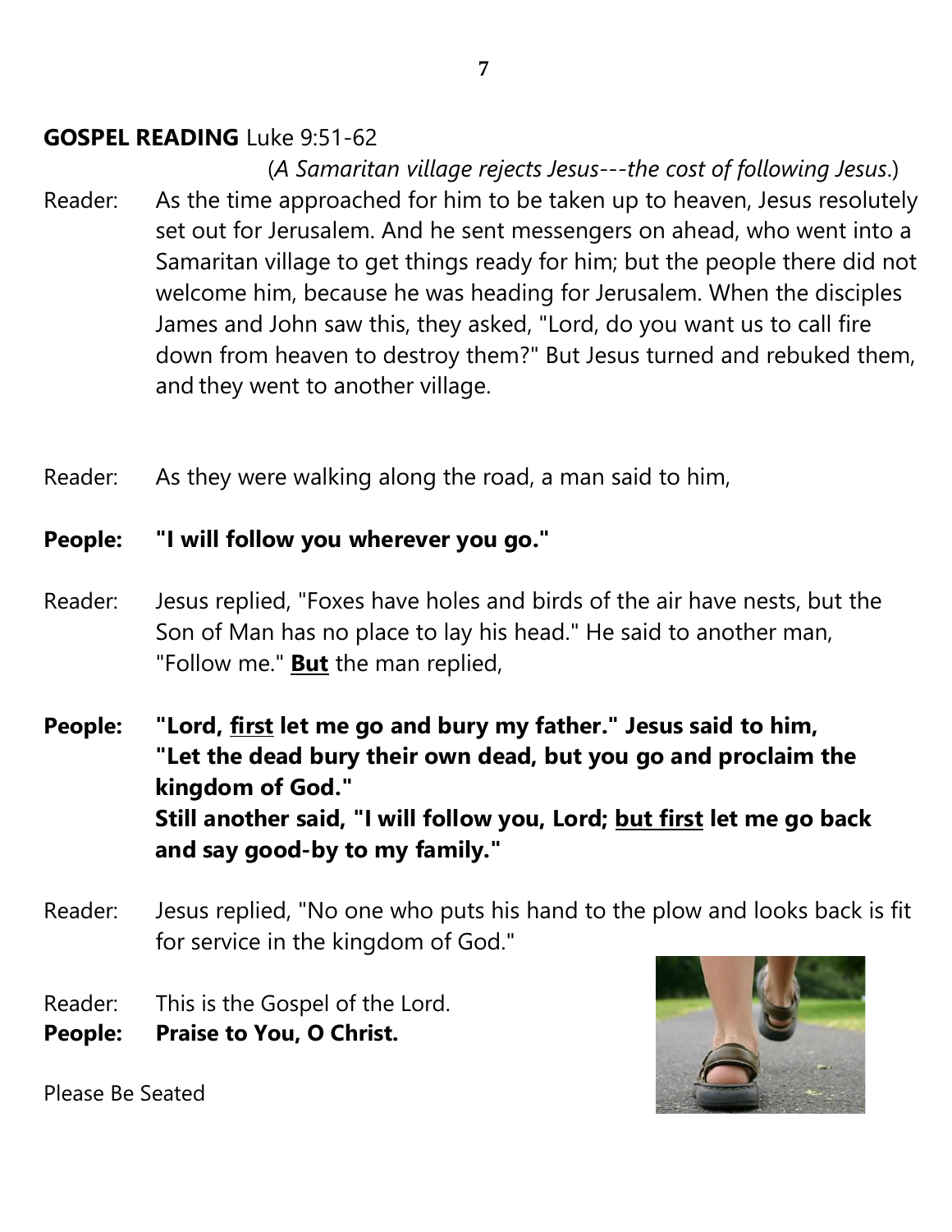**GOSPEL READING** Luke 9:51-62

(*A Samaritan village rejects Jesus---the cost of following Jesus*.)

Reader: As the time approached for him to be taken up to heaven, Jesus resolutely set out for Jerusalem. And he sent messengers on ahead, who went into a Samaritan village to get things ready for him; but the people there did not welcome him, because he was heading for Jerusalem. When the disciples James and John saw this, they asked, "Lord, do you want us to call fire down from heaven to destroy them?" But Jesus turned and rebuked them, and they went to another village.

Reader: As they were walking along the road, a man said to him,

**People: "I will follow you wherever you go."**

Reader: Jesus replied, "Foxes have holes and birds of the air have nests, but the Son of Man has no place to lay his head." He said to another man, "Follow me." **<u>But</u>** the man replied,

**People: "Lord, <u>first</u> let me go and bury my father." Jesus said to him, "Let the dead bury their own dead, but you go and proclaim the kingdom of God."**
**Still another said, "I will follow you, Lord; <u>but first</u> let me go back and say good-by to my family."**

Reader: Jesus replied, "No one who puts his hand to the plow and looks back is fit for service in the kingdom of God."

Reader: This is the Gospel of the Lord.
**People: Praise to You, O Christ.**

Please Be Seated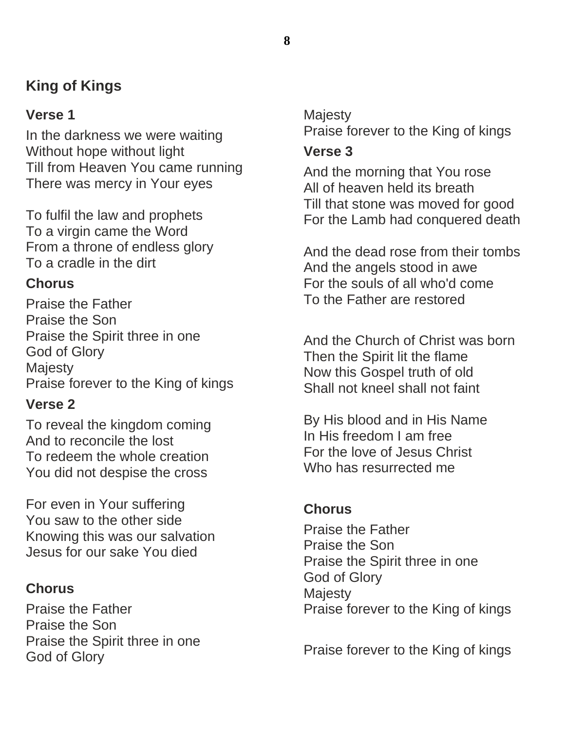## King of Kings

### Verse 1

In the darkness we were waiting
Without hope without light
Till from Heaven You came running
There was mercy in Your eyes

To fulfil the law and prophets
To a virgin came the Word
From a throne of endless glory
To a cradle in the dirt

### Chorus

Praise the Father
Praise the Son
Praise the Spirit three in one
God of Glory
Majesty
Praise forever to the King of kings

### Verse 2

To reveal the kingdom coming
And to reconcile the lost
To redeem the whole creation
You did not despise the cross

For even in Your suffering
You saw to the other side
Knowing this was our salvation
Jesus for our sake You died

### Chorus

Praise the Father
Praise the Son
Praise the Spirit three in one
God of Glory
Majesty
Praise forever to the King of kings

### Verse 3

And the morning that You rose
All of heaven held its breath
Till that stone was moved for good
For the Lamb had conquered death

And the dead rose from their tombs
And the angels stood in awe
For the souls of all who'd come
To the Father are restored

And the Church of Christ was born
Then the Spirit lit the flame
Now this Gospel truth of old
Shall not kneel shall not faint

By His blood and in His Name
In His freedom I am free
For the love of Jesus Christ
Who has resurrected me

### Chorus

Praise the Father
Praise the Son
Praise the Spirit three in one
God of Glory
Majesty
Praise forever to the King of kings

Praise forever to the King of kings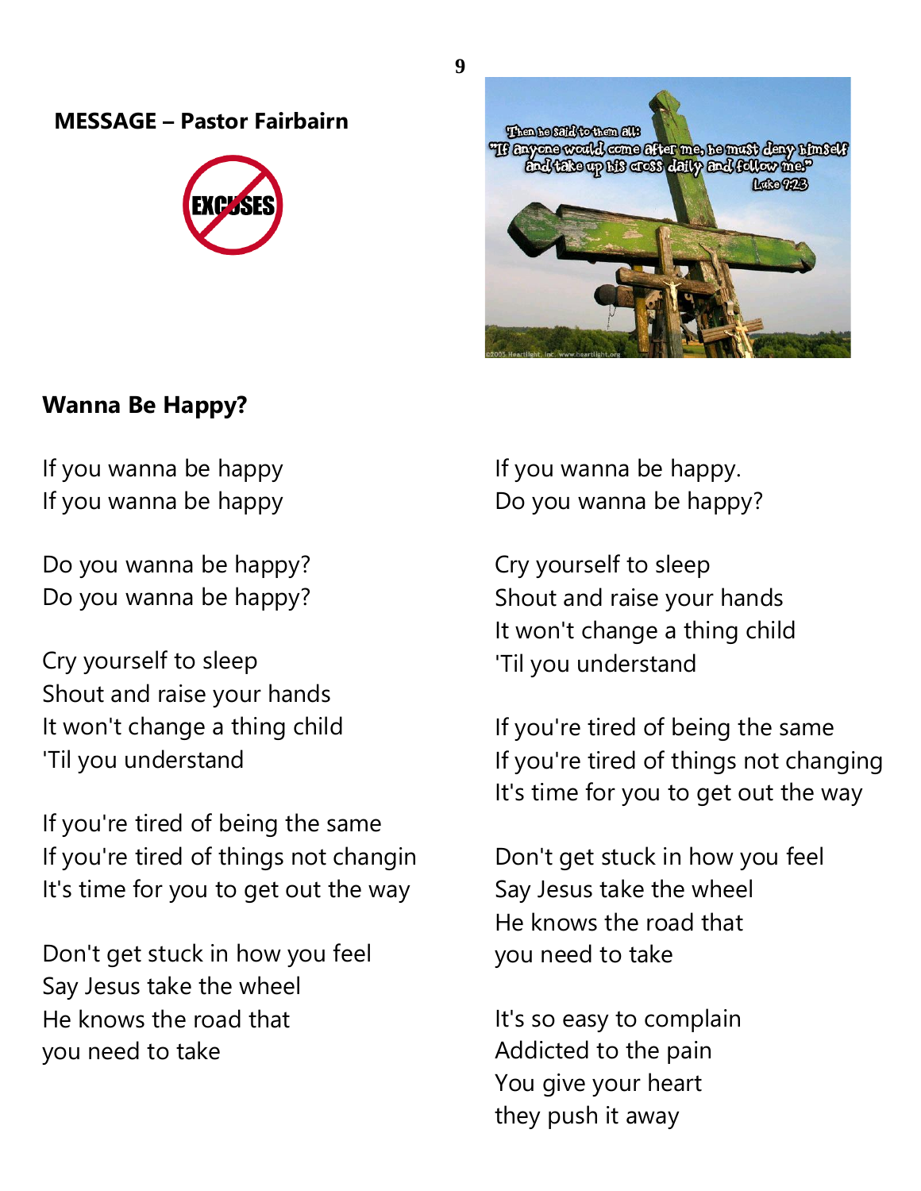**MESSAGE – Pastor Fairbairn**

**Wanna Be Happy?**

If you wanna be happy
If you wanna be happy

Do you wanna be happy?
Do you wanna be happy?

Cry yourself to sleep
Shout and raise your hands
It won't change a thing child
'Til you understand

If you're tired of being the same
If you're tired of things not changin
It's time for you to get out the way

Don't get stuck in how you feel
Say Jesus take the wheel
He knows the road that
you need to take

If you wanna be happy.
Do you wanna be happy?

Cry yourself to sleep
Shout and raise your hands
It won't change a thing child
'Til you understand

If you're tired of being the same
If you're tired of things not changing
It's time for you to get out the way

Don't get stuck in how you feel
Say Jesus take the wheel
He knows the road that
you need to take

It's so easy to complain
Addicted to the pain
You give your heart
they push it away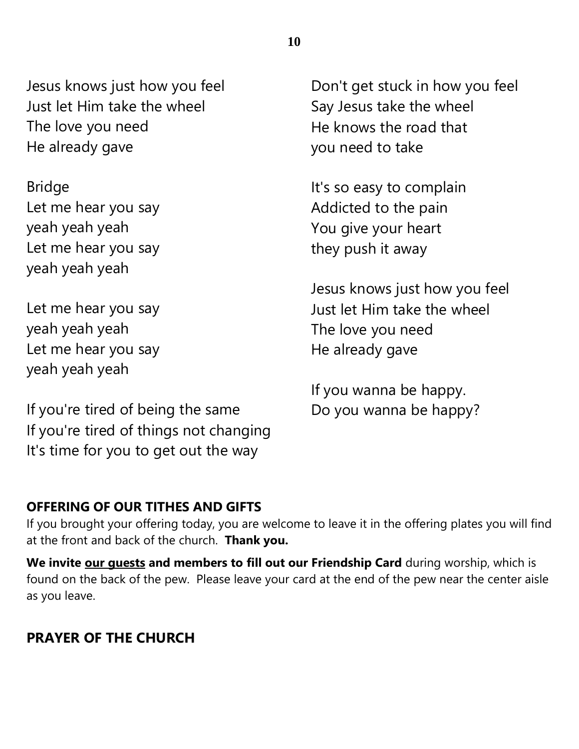Jesus knows just how you feel
Just let Him take the wheel
The love you need
He already gave

Bridge
Let me hear you say
yeah yeah yeah
Let me hear you say
yeah yeah yeah

Let me hear you say
yeah yeah yeah
Let me hear you say
yeah yeah yeah

If you're tired of being the same
If you're tired of things not changing
It's time for you to get out the way

Don't get stuck in how you feel
Say Jesus take the wheel
He knows the road that
you need to take

It's so easy to complain
Addicted to the pain
You give your heart
they push it away

Jesus knows just how you feel
Just let Him take the wheel
The love you need
He already gave

If you wanna be happy.
Do you wanna be happy?

## OFFERING OF OUR TITHES AND GIFTS

If you brought your offering today, you are welcome to leave it in the offering plates you will find at the front and back of the church. **Thank you.**

**We invite <u>our guests</u> and members to fill out our Friendship Card** during worship, which is found on the back of the pew. Please leave your card at the end of the pew near the center aisle as you leave.

## PRAYER OF THE CHURCH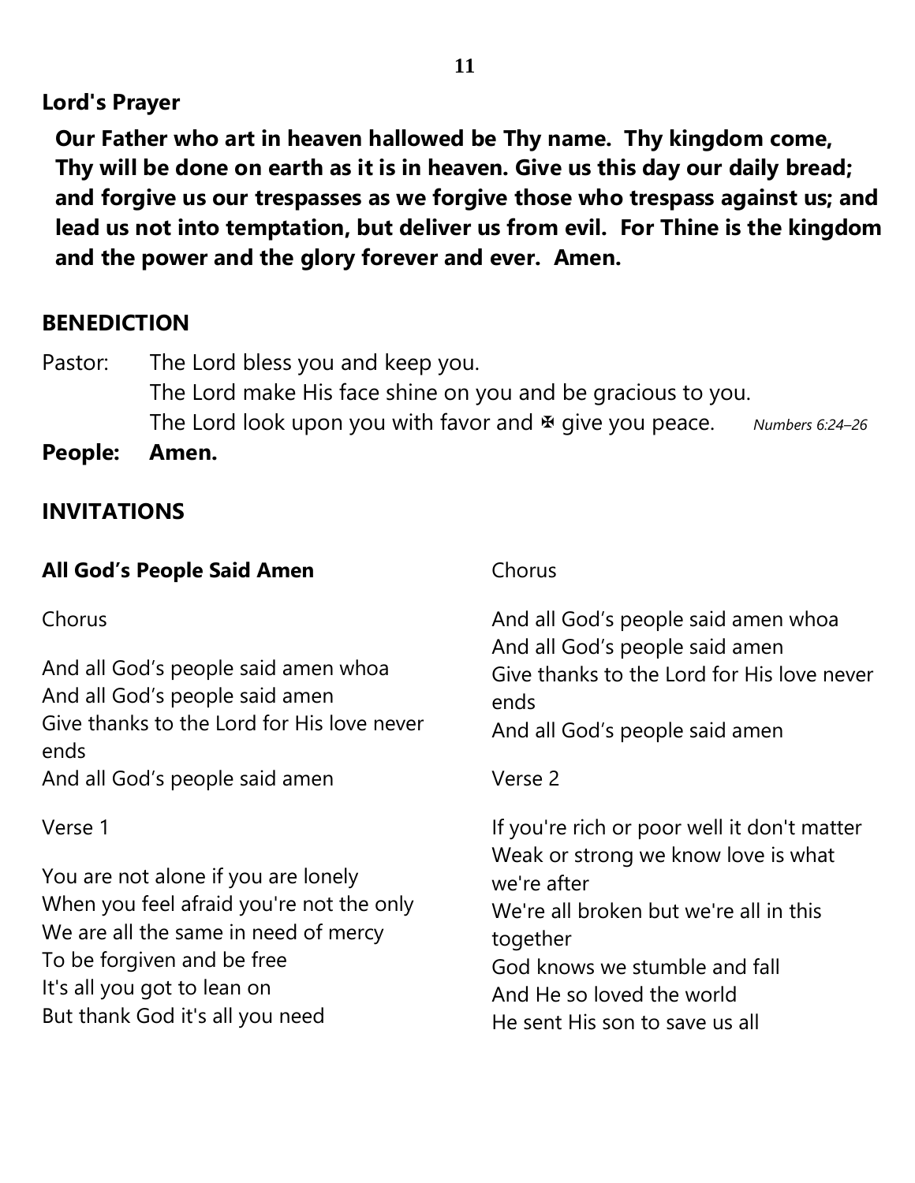**Lord's Prayer**

**Our Father who art in heaven hallowed be Thy name. Thy kingdom come, Thy will be done on earth as it is in heaven. Give us this day our daily bread; and forgive us our trespasses as we forgive those who trespass against us; and lead us not into temptation, but deliver us from evil. For Thine is the kingdom and the power and the glory forever and ever. Amen.**

## BENEDICTION

Pastor: The Lord bless you and keep you.
The Lord make His face shine on you and be gracious to you.
The Lord look upon you with favor and ✠ give you peace. *Numbers 6:24–26*

**People: Amen.**

## INVITATIONS

**All God's People Said Amen**

Chorus

And all God's people said amen whoa
And all God's people said amen
Give thanks to the Lord for His love never ends
And all God's people said amen

Verse 1

You are not alone if you are lonely
When you feel afraid you're not the only
We are all the same in need of mercy
To be forgiven and be free
It's all you got to lean on
But thank God it's all you need

Chorus

And all God's people said amen whoa
And all God's people said amen
Give thanks to the Lord for His love never ends
And all God's people said amen

Verse 2

If you're rich or poor well it don't matter
Weak or strong we know love is what we're after
We're all broken but we're all in this together
God knows we stumble and fall
And He so loved the world
He sent His son to save us all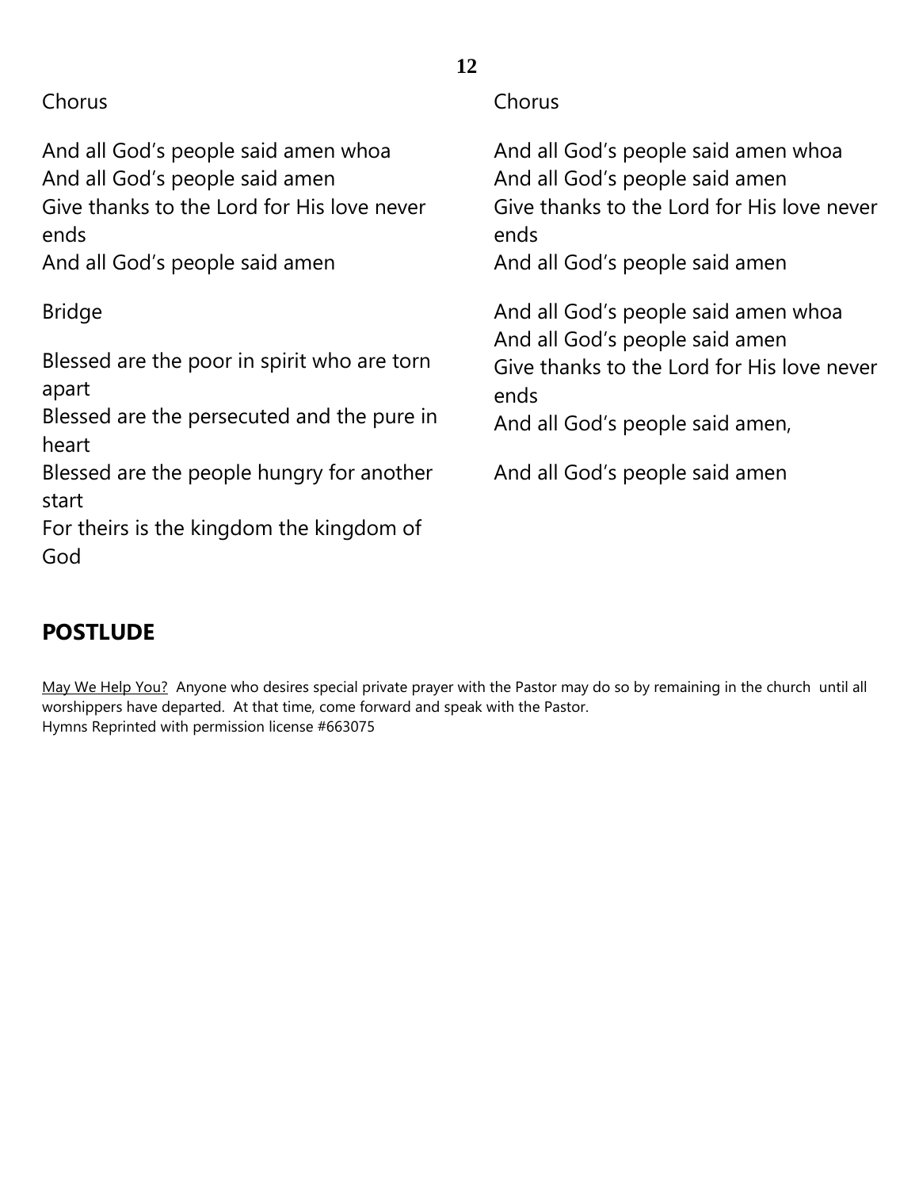Chorus

And all God's people said amen whoa
And all God's people said amen
Give thanks to the Lord for His love never ends
And all God's people said amen

Bridge

Blessed are the poor in spirit who are torn apart
Blessed are the persecuted and the pure in heart
Blessed are the people hungry for another start
For theirs is the kingdom the kingdom of God

Chorus

And all God's people said amen whoa
And all God's people said amen
Give thanks to the Lord for His love never ends
And all God's people said amen

And all God's people said amen whoa
And all God's people said amen
Give thanks to the Lord for His love never ends
And all God's people said amen,

And all God's people said amen

## POSTLUDE

May We Help You? Anyone who desires special private prayer with the Pastor may do so by remaining in the church until all worshippers have departed. At that time, come forward and speak with the Pastor.
Hymns Reprinted with permission license #663075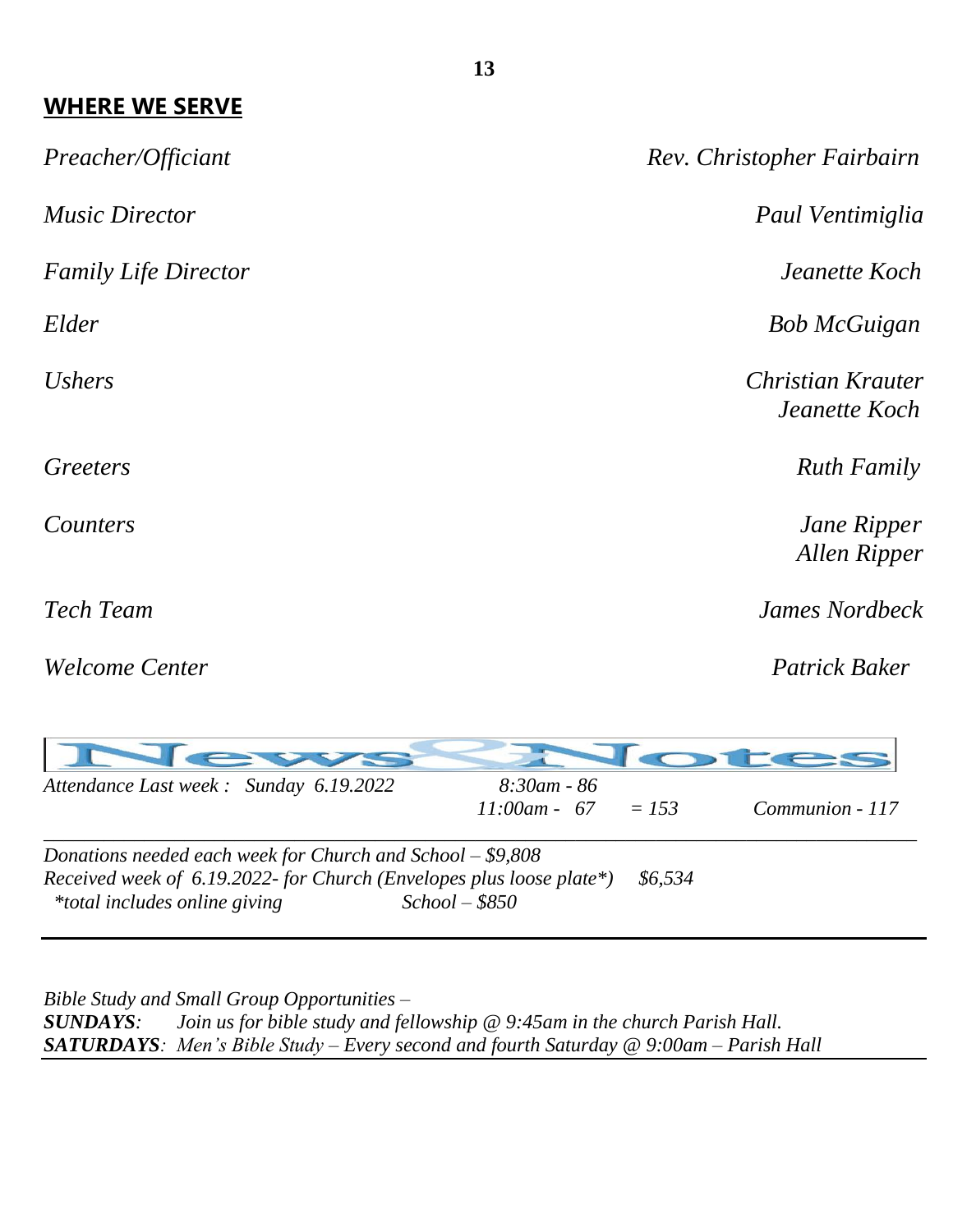## WHERE WE SERVE

| | |
|---|---|
| *Preacher/Officiant* | *Rev. Christopher Fairbairn* |
| *Music Director* | *Paul Ventimiglia* |
| *Family Life Director* | *Jeanette Koch* |
| *Elder* | *Bob McGuigan* |
| *Ushers* | *Christian Krauter*<br>*Jeanette Koch* |
| *Greeters* | *Ruth Family* |
| *Counters* | *Jane Ripper*<br>*Allen Ripper* |
| *Tech Team* | *James Nordbeck* |
| *Welcome Center* | *Patrick Baker* |

## News & Notes

*Attendance Last week : Sunday 6.19.2022* *8:30am - 86*
*11:00am - 67* *= 153* *Communion - 117*

*Donations needed each week for Church and School – $9,808*
*Received week of 6.19.2022- for Church (Envelopes plus loose plate\*)* *$6,534*
*\*total includes online giving* *School – $850*

---

*Bible Study and Small Group Opportunities –*
***SUNDAYS**: Join us for bible study and fellowship @ 9:45am in the church Parish Hall.*
***SATURDAYS**: Men's Bible Study – Every second and fourth Saturday @ 9:00am – Parish Hall*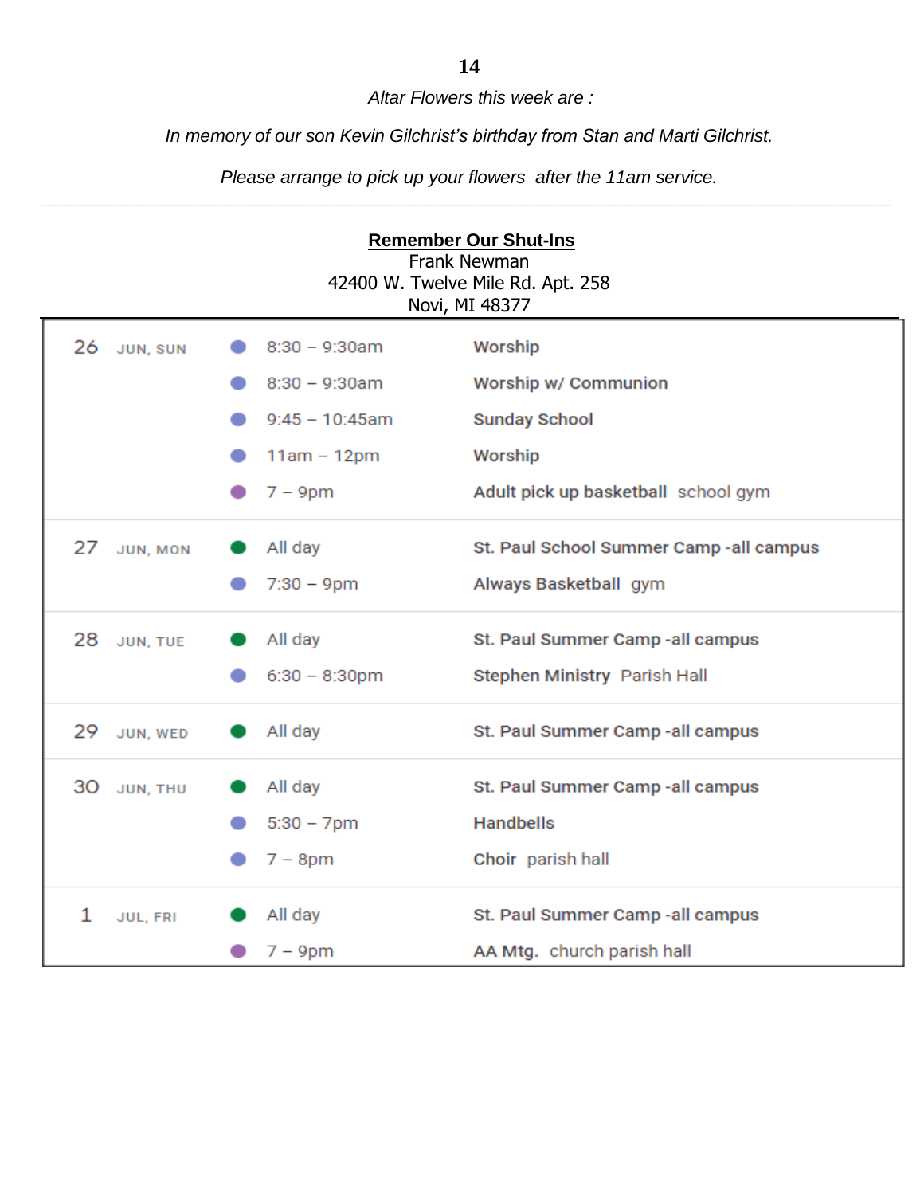*Altar Flowers this week are :*

*In memory of our son Kevin Gilchrist's birthday from Stan and Marti Gilchrist.*

*Please arrange to pick up your flowers after the 11am service.*

---

**Remember Our Shut-Ins**

Frank Newman
42400 W. Twelve Mile Rd. Apt. 258
Novi, MI 48377

| Date | Day | Time | Event |
|---|---|---|---|
| 26 | JUN, SUN | 8:30 – 9:30am | **Worship** |
| | | 8:30 – 9:30am | **Worship w/ Communion** |
| | | 9:45 – 10:45am | **Sunday School** |
| | | 11am – 12pm | **Worship** |
| | | 7 – 9pm | **Adult pick up basketball** school gym |
| 27 | JUN, MON | All day | **St. Paul School Summer Camp -all campus** |
| | | 7:30 – 9pm | **Always Basketball** gym |
| 28 | JUN, TUE | All day | **St. Paul Summer Camp -all campus** |
| | | 6:30 – 8:30pm | **Stephen Ministry** Parish Hall |
| 29 | JUN, WED | All day | **St. Paul Summer Camp -all campus** |
| 30 | JUN, THU | All day | **St. Paul Summer Camp -all campus** |
| | | 5:30 – 7pm | **Handbells** |
| | | 7 – 8pm | **Choir** parish hall |
| 1 | JUL, FRI | All day | **St. Paul Summer Camp -all campus** |
| | | 7 – 9pm | **AA Mtg.** church parish hall |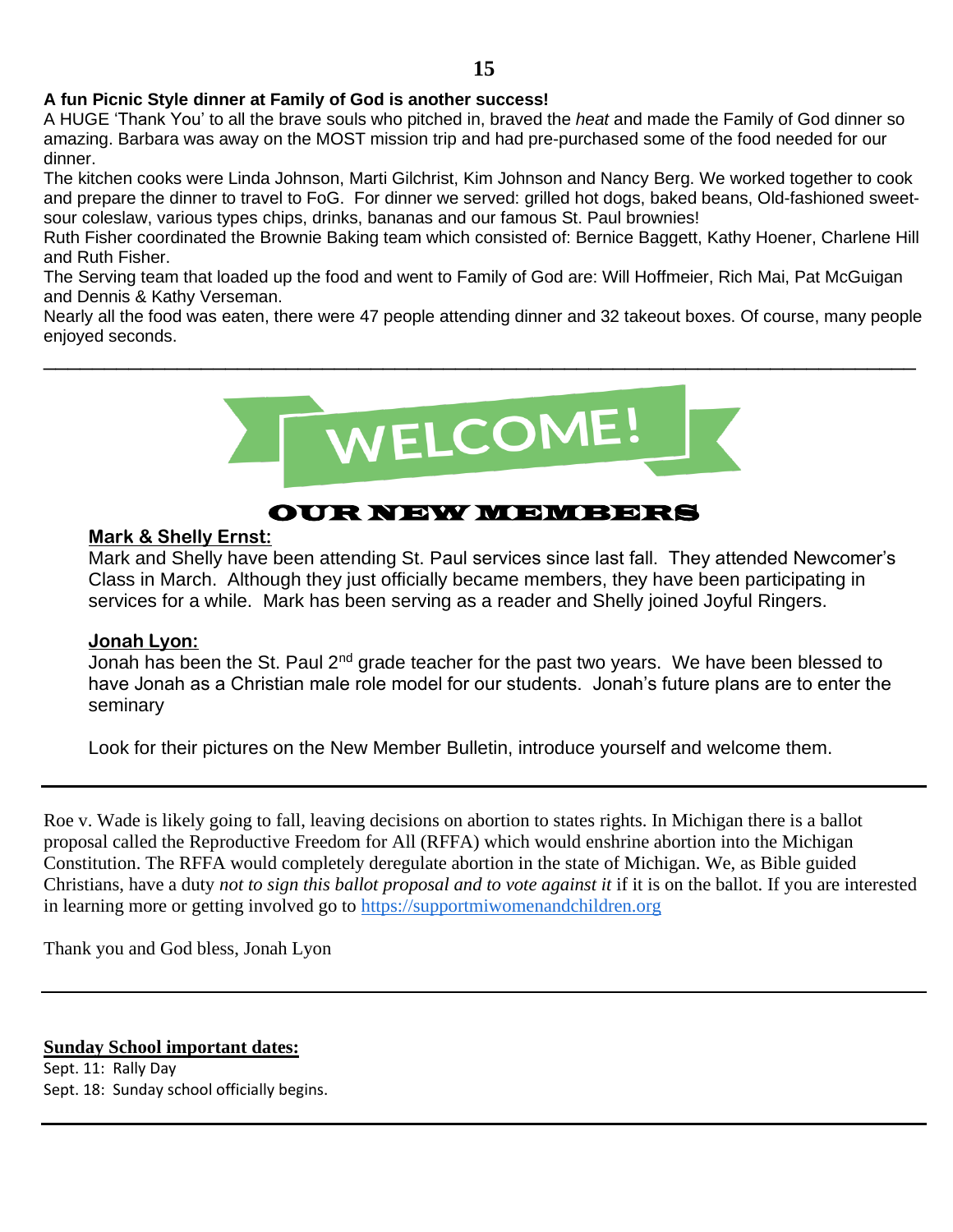**A fun Picnic Style dinner at Family of God is another success!**

A HUGE 'Thank You' to all the brave souls who pitched in, braved the *heat* and made the Family of God dinner so amazing. Barbara was away on the MOST mission trip and had pre-purchased some of the food needed for our dinner.

The kitchen cooks were Linda Johnson, Marti Gilchrist, Kim Johnson and Nancy Berg. We worked together to cook and prepare the dinner to travel to FoG. For dinner we served: grilled hot dogs, baked beans, Old-fashioned sweet-sour coleslaw, various types chips, drinks, bananas and our famous St. Paul brownies!

Ruth Fisher coordinated the Brownie Baking team which consisted of: Bernice Baggett, Kathy Hoener, Charlene Hill and Ruth Fisher.

The Serving team that loaded up the food and went to Family of God are: Will Hoffmeier, Rich Mai, Pat McGuigan and Dennis & Kathy Verseman.

Nearly all the food was eaten, there were 47 people attending dinner and 32 takeout boxes. Of course, many people enjoyed seconds.

---

# WELCOME!

## OUR NEW MEMBERS

**Mark & Shelly Ernst:**

Mark and Shelly have been attending St. Paul services since last fall. They attended Newcomer's Class in March. Although they just officially became members, they have been participating in services for a while. Mark has been serving as a reader and Shelly joined Joyful Ringers.

**Jonah Lyon:**

Jonah has been the St. Paul 2nd grade teacher for the past two years. We have been blessed to have Jonah as a Christian male role model for our students. Jonah's future plans are to enter the seminary

Look for their pictures on the New Member Bulletin, introduce yourself and welcome them.

---

Roe v. Wade is likely going to fall, leaving decisions on abortion to states rights. In Michigan there is a ballot proposal called the Reproductive Freedom for All (RFFA) which would enshrine abortion into the Michigan Constitution. The RFFA would completely deregulate abortion in the state of Michigan. We, as Bible guided Christians, have a duty *not to sign this ballot proposal and to vote against it* if it is on the ballot. If you are interested in learning more or getting involved go to https://supportmiwomenandchildren.org

Thank you and God bless, Jonah Lyon

---

**Sunday School important dates:**

Sept. 11: Rally Day
Sept. 18: Sunday school officially begins.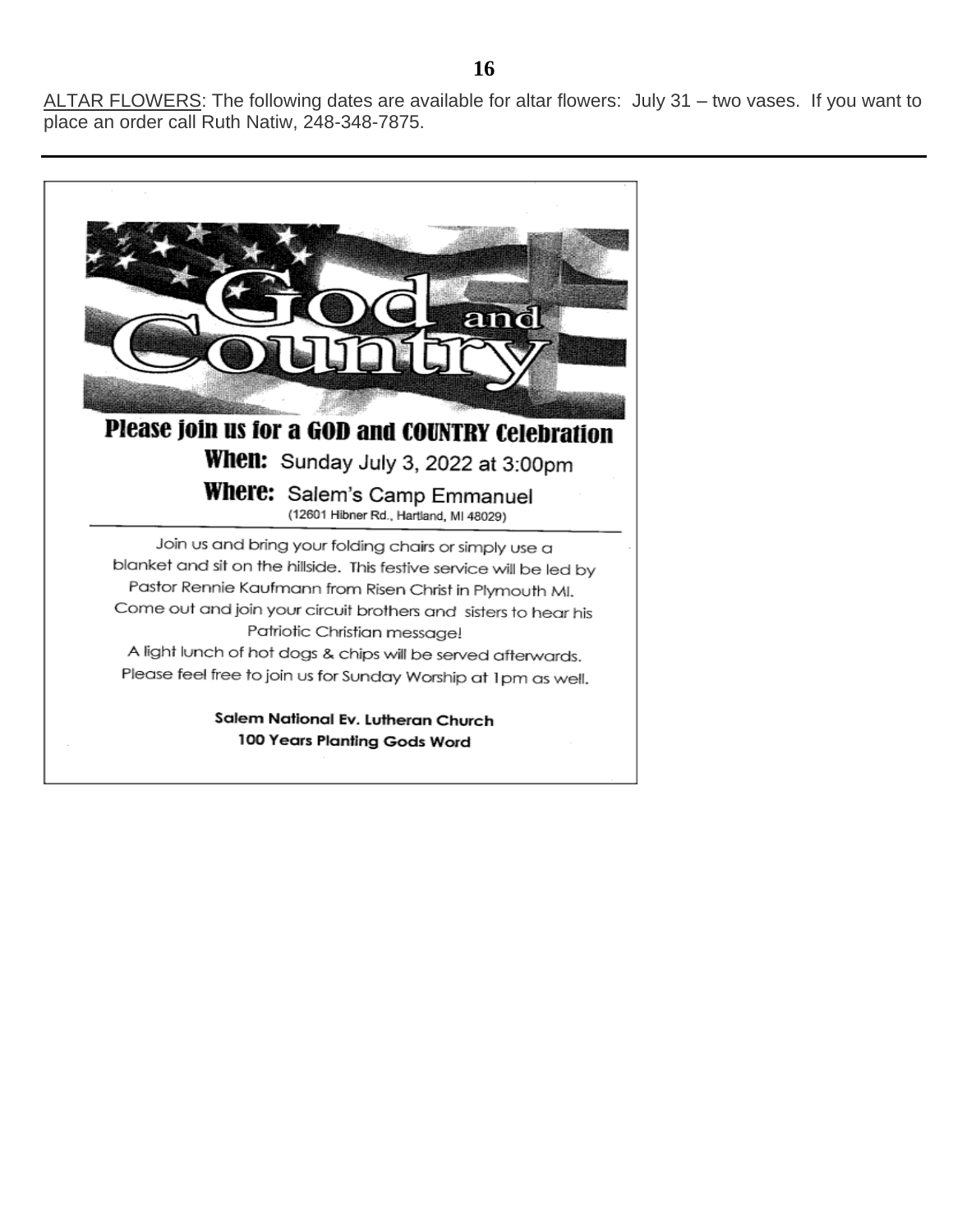ALTAR FLOWERS: The following dates are available for altar flowers: July 31 – two vases. If you want to place an order call Ruth Natiw, 248-348-7875.

---

# God and Country

**Please join us for a GOD and COUNTRY Celebration**

**When:** Sunday July 3, 2022 at 3:00pm

**Where:** Salem's Camp Emmanuel
(12601 Hibner Rd., Hartland, MI 48029)

Join us and bring your folding chairs or simply use a blanket and sit on the hillside. This festive service will be led by Pastor Rennie Kaufmann from Risen Christ in Plymouth MI. Come out and join your circuit brothers and sisters to hear his Patriotic Christian message!
A light lunch of hot dogs & chips will be served afterwards.
Please feel free to join us for Sunday Worship at 1pm as well.

**Salem National Ev. Lutheran Church**
**100 Years Planting Gods Word**